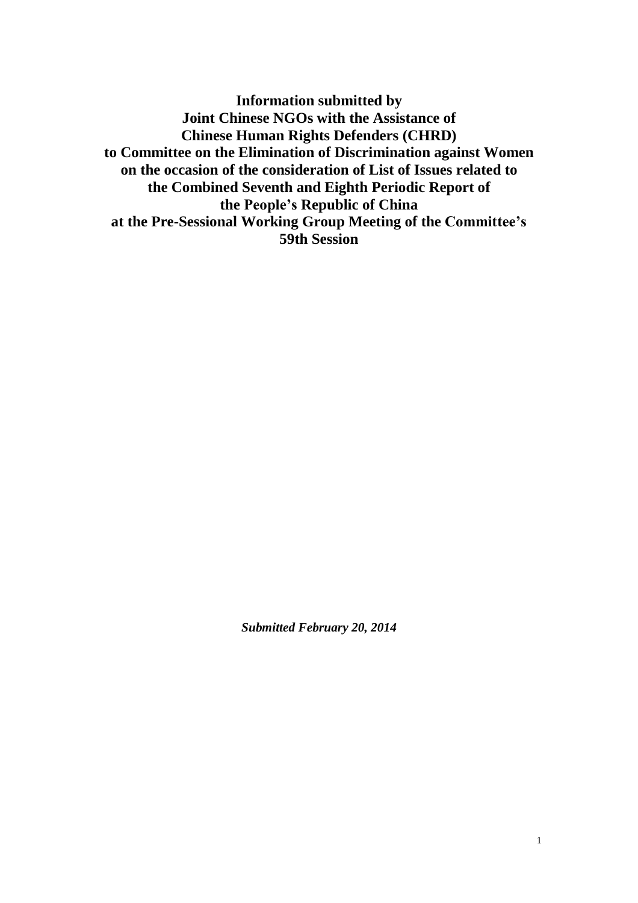**Information submitted by**
**Joint Chinese NGOs with the Assistance of**
**Chinese Human Rights Defenders (CHRD)**
**to Committee on the Elimination of Discrimination against Women**
**on the occasion of the consideration of List of Issues related to**
**the Combined Seventh and Eighth Periodic Report of**
**the People's Republic of China**
**at the Pre-Sessional Working Group Meeting of the Committee's**
**59th Session**

***Submitted February 20, 2014***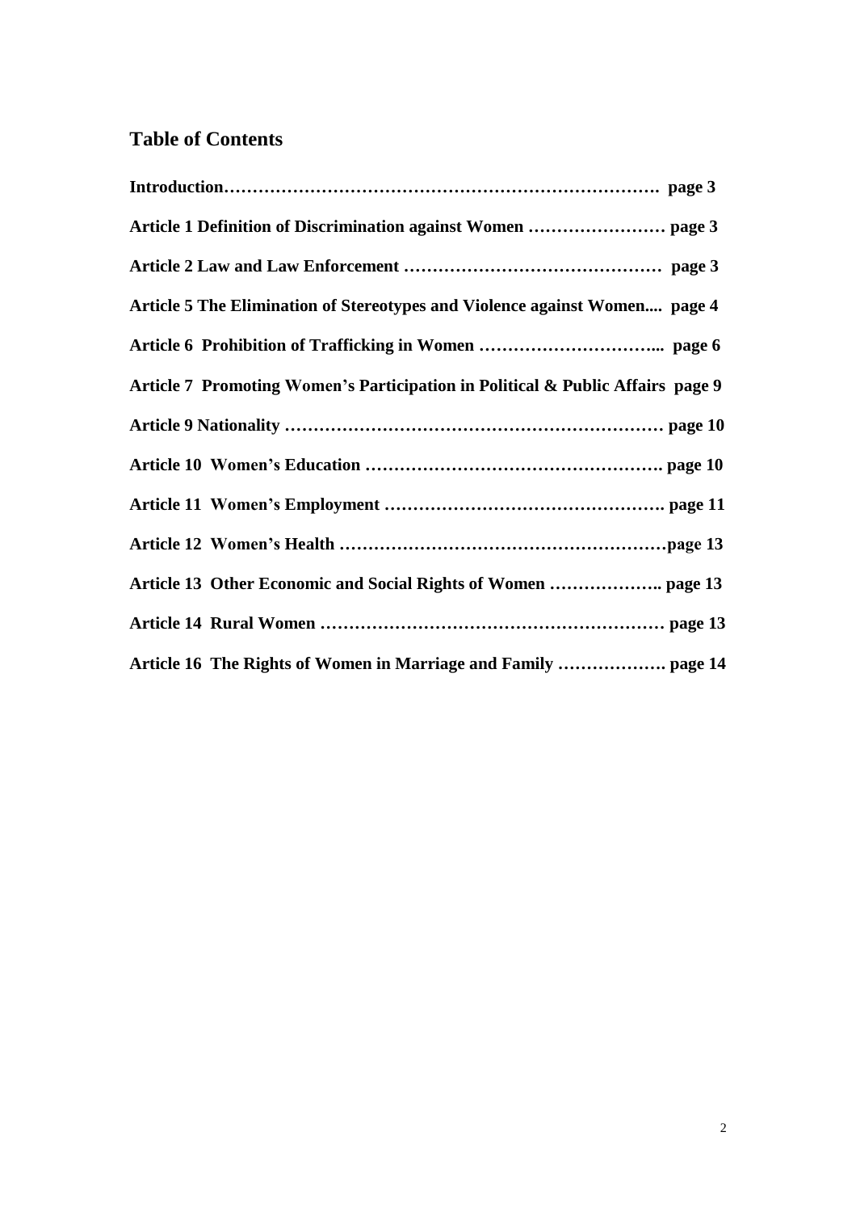## Table of Contents

**Introduction………………………………………………………………… page 3**

**Article 1 Definition of Discrimination against Women …………………… page 3**

**Article 2 Law and Law Enforcement ……………………………………… page 3**

**Article 5 The Elimination of Stereotypes and Violence against Women.... page 4**

**Article 6 Prohibition of Trafficking in Women …………………………... page 6**

**Article 7 Promoting Women's Participation in Political & Public Affairs page 9**

**Article 9 Nationality ………………………………………………………… page 10**

**Article 10 Women's Education ……………………………………………. page 10**

**Article 11 Women's Employment …………………………………………. page 11**

**Article 12 Women's Health …………………………………………………page 13**

**Article 13 Other Economic and Social Rights of Women ……………….. page 13**

**Article 14 Rural Women …………………………………………………… page 13**

**Article 16 The Rights of Women in Marriage and Family ………………. page 14**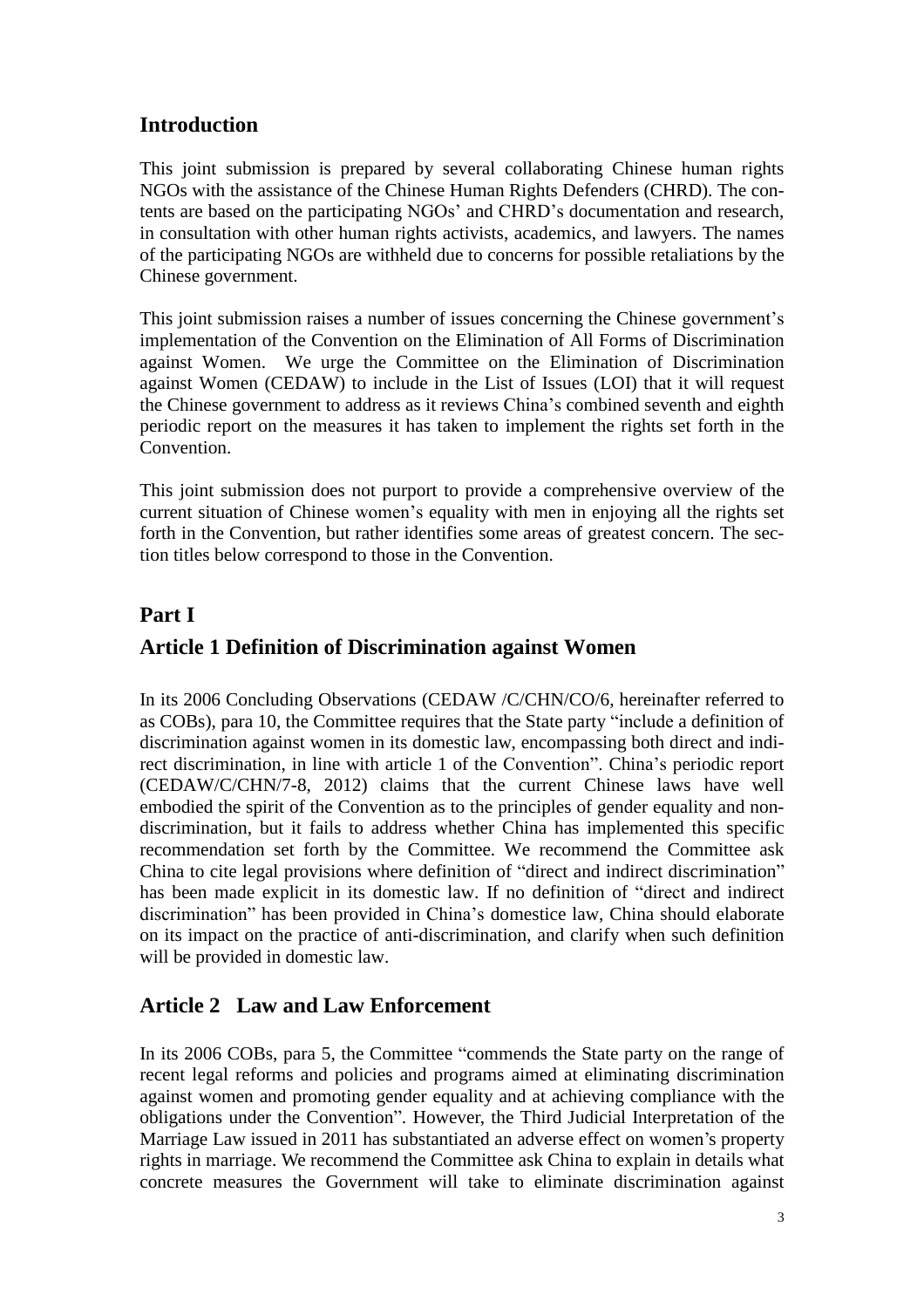## Introduction

This joint submission is prepared by several collaborating Chinese human rights NGOs with the assistance of the Chinese Human Rights Defenders (CHRD). The contents are based on the participating NGOs' and CHRD's documentation and research, in consultation with other human rights activists, academics, and lawyers. The names of the participating NGOs are withheld due to concerns for possible retaliations by the Chinese government.

This joint submission raises a number of issues concerning the Chinese government's implementation of the Convention on the Elimination of All Forms of Discrimination against Women. We urge the Committee on the Elimination of Discrimination against Women (CEDAW) to include in the List of Issues (LOI) that it will request the Chinese government to address as it reviews China's combined seventh and eighth periodic report on the measures it has taken to implement the rights set forth in the Convention.

This joint submission does not purport to provide a comprehensive overview of the current situation of Chinese women's equality with men in enjoying all the rights set forth in the Convention, but rather identifies some areas of greatest concern. The section titles below correspond to those in the Convention.

## Part I

## Article 1 Definition of Discrimination against Women

In its 2006 Concluding Observations (CEDAW /C/CHN/CO/6, hereinafter referred to as COBs), para 10, the Committee requires that the State party "include a definition of discrimination against women in its domestic law, encompassing both direct and indirect discrimination, in line with article 1 of the Convention". China's periodic report (CEDAW/C/CHN/7-8, 2012) claims that the current Chinese laws have well embodied the spirit of the Convention as to the principles of gender equality and non-discrimination, but it fails to address whether China has implemented this specific recommendation set forth by the Committee. We recommend the Committee ask China to cite legal provisions where definition of "direct and indirect discrimination" has been made explicit in its domestic law. If no definition of "direct and indirect discrimination" has been provided in China's domestice law, China should elaborate on its impact on the practice of anti-discrimination, and clarify when such definition will be provided in domestic law.

## Article 2 Law and Law Enforcement

In its 2006 COBs, para 5, the Committee "commends the State party on the range of recent legal reforms and policies and programs aimed at eliminating discrimination against women and promoting gender equality and at achieving compliance with the obligations under the Convention". However, the Third Judicial Interpretation of the Marriage Law issued in 2011 has substantiated an adverse effect on women's property rights in marriage. We recommend the Committee ask China to explain in details what concrete measures the Government will take to eliminate discrimination against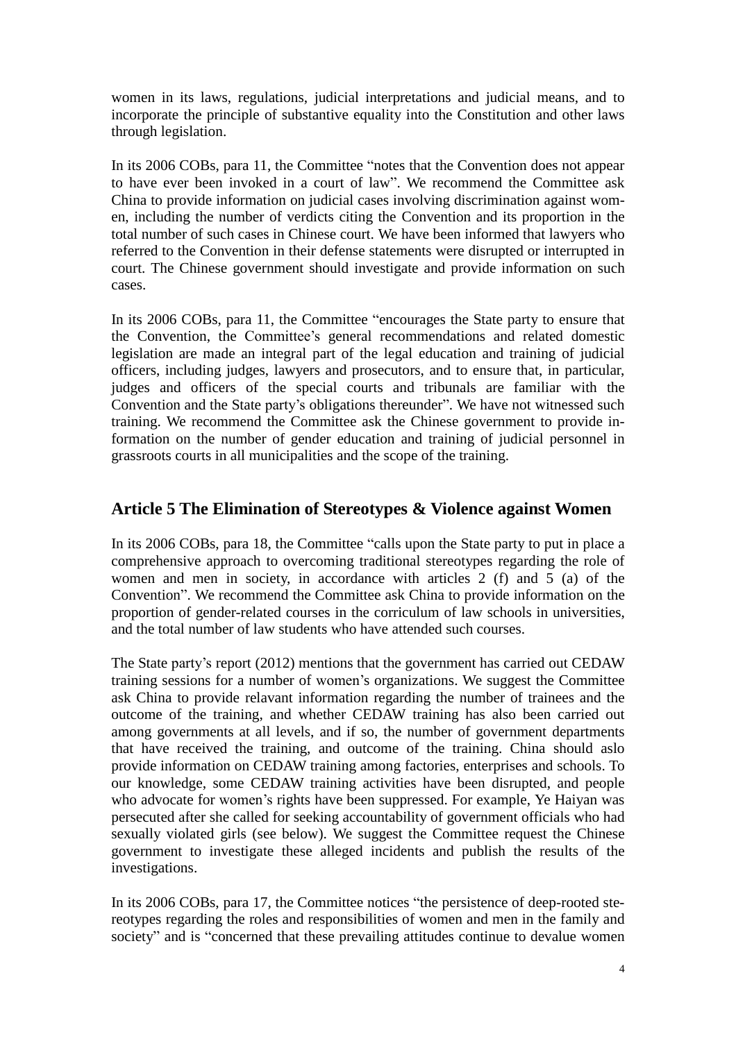women in its laws, regulations, judicial interpretations and judicial means, and to incorporate the principle of substantive equality into the Constitution and other laws through legislation.

In its 2006 COBs, para 11, the Committee "notes that the Convention does not appear to have ever been invoked in a court of law". We recommend the Committee ask China to provide information on judicial cases involving discrimination against women, including the number of verdicts citing the Convention and its proportion in the total number of such cases in Chinese court. We have been informed that lawyers who referred to the Convention in their defense statements were disrupted or interrupted in court. The Chinese government should investigate and provide information on such cases.

In its 2006 COBs, para 11, the Committee "encourages the State party to ensure that the Convention, the Committee's general recommendations and related domestic legislation are made an integral part of the legal education and training of judicial officers, including judges, lawyers and prosecutors, and to ensure that, in particular, judges and officers of the special courts and tribunals are familiar with the Convention and the State party's obligations thereunder". We have not witnessed such training. We recommend the Committee ask the Chinese government to provide information on the number of gender education and training of judicial personnel in grassroots courts in all municipalities and the scope of the training.

## Article 5 The Elimination of Stereotypes & Violence against Women

In its 2006 COBs, para 18, the Committee "calls upon the State party to put in place a comprehensive approach to overcoming traditional stereotypes regarding the role of women and men in society, in accordance with articles 2 (f) and 5 (a) of the Convention". We recommend the Committee ask China to provide information on the proportion of gender-related courses in the corriculum of law schools in universities, and the total number of law students who have attended such courses.

The State party's report (2012) mentions that the government has carried out CEDAW training sessions for a number of women's organizations. We suggest the Committee ask China to provide relavant information regarding the number of trainees and the outcome of the training, and whether CEDAW training has also been carried out among governments at all levels, and if so, the number of government departments that have received the training, and outcome of the training. China should aslo provide information on CEDAW training among factories, enterprises and schools. To our knowledge, some CEDAW training activities have been disrupted, and people who advocate for women's rights have been suppressed. For example, Ye Haiyan was persecuted after she called for seeking accountability of government officials who had sexually violated girls (see below). We suggest the Committee request the Chinese government to investigate these alleged incidents and publish the results of the investigations.

In its 2006 COBs, para 17, the Committee notices "the persistence of deep-rooted stereotypes regarding the roles and responsibilities of women and men in the family and society" and is "concerned that these prevailing attitudes continue to devalue women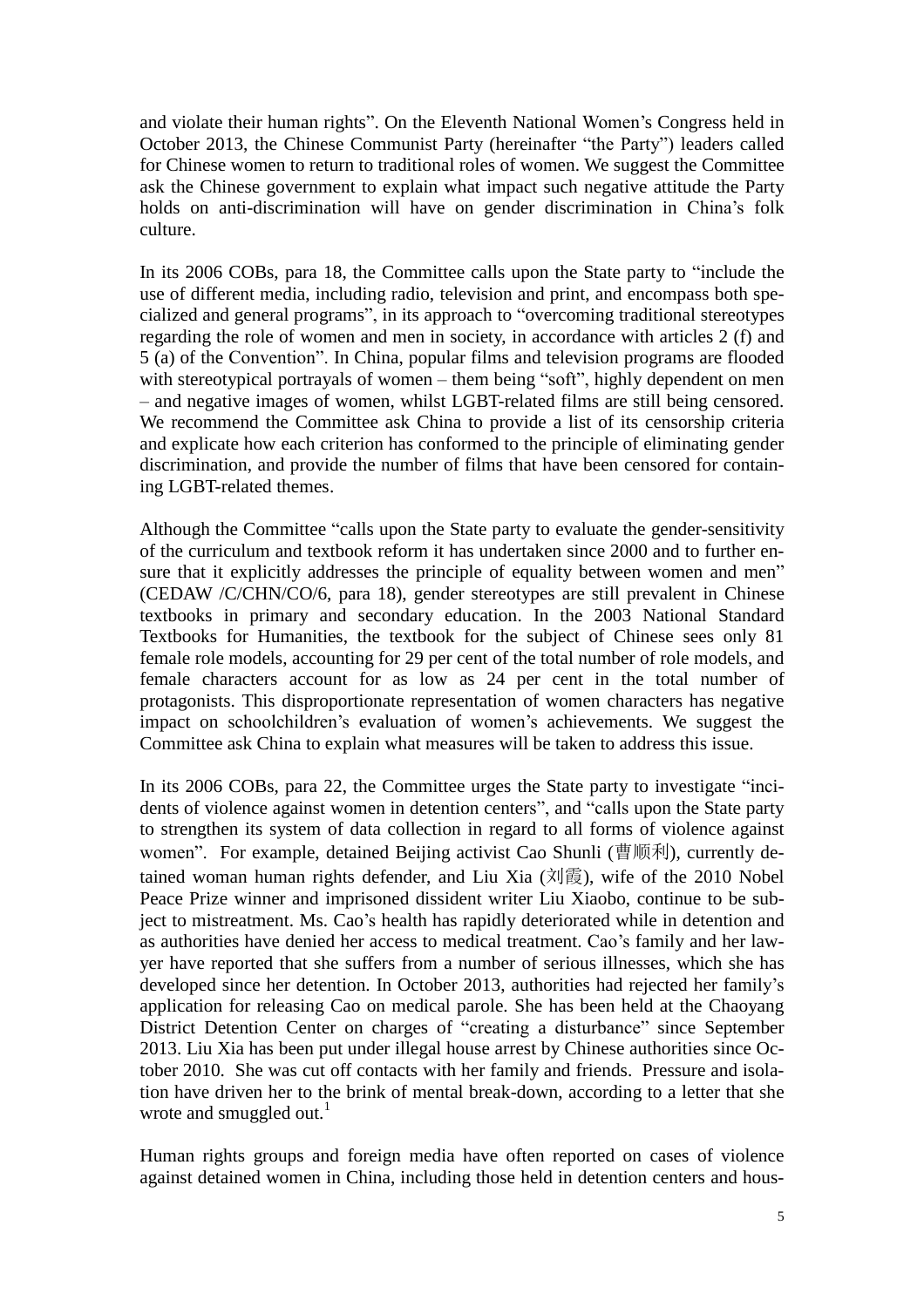and violate their human rights". On the Eleventh National Women's Congress held in October 2013, the Chinese Communist Party (hereinafter "the Party") leaders called for Chinese women to return to traditional roles of women. We suggest the Committee ask the Chinese government to explain what impact such negative attitude the Party holds on anti-discrimination will have on gender discrimination in China's folk culture.

In its 2006 COBs, para 18, the Committee calls upon the State party to "include the use of different media, including radio, television and print, and encompass both specialized and general programs", in its approach to "overcoming traditional stereotypes regarding the role of women and men in society, in accordance with articles 2 (f) and 5 (a) of the Convention". In China, popular films and television programs are flooded with stereotypical portrayals of women – them being "soft", highly dependent on men – and negative images of women, whilst LGBT-related films are still being censored. We recommend the Committee ask China to provide a list of its censorship criteria and explicate how each criterion has conformed to the principle of eliminating gender discrimination, and provide the number of films that have been censored for containing LGBT-related themes.

Although the Committee "calls upon the State party to evaluate the gender-sensitivity of the curriculum and textbook reform it has undertaken since 2000 and to further ensure that it explicitly addresses the principle of equality between women and men" (CEDAW /C/CHN/CO/6, para 18), gender stereotypes are still prevalent in Chinese textbooks in primary and secondary education. In the 2003 National Standard Textbooks for Humanities, the textbook for the subject of Chinese sees only 81 female role models, accounting for 29 per cent of the total number of role models, and female characters account for as low as 24 per cent in the total number of protagonists. This disproportionate representation of women characters has negative impact on schoolchildren's evaluation of women's achievements. We suggest the Committee ask China to explain what measures will be taken to address this issue.

In its 2006 COBs, para 22, the Committee urges the State party to investigate "incidents of violence against women in detention centers", and "calls upon the State party to strengthen its system of data collection in regard to all forms of violence against women". For example, detained Beijing activist Cao Shunli (曹顺利), currently detained woman human rights defender, and Liu Xia (刘霞), wife of the 2010 Nobel Peace Prize winner and imprisoned dissident writer Liu Xiaobo, continue to be subject to mistreatment. Ms. Cao's health has rapidly deteriorated while in detention and as authorities have denied her access to medical treatment. Cao's family and her lawyer have reported that she suffers from a number of serious illnesses, which she has developed since her detention. In October 2013, authorities had rejected her family's application for releasing Cao on medical parole. She has been held at the Chaoyang District Detention Center on charges of "creating a disturbance" since September 2013. Liu Xia has been put under illegal house arrest by Chinese authorities since October 2010. She was cut off contacts with her family and friends. Pressure and isolation have driven her to the brink of mental break-down, according to a letter that she wrote and smuggled out.[1]

Human rights groups and foreign media have often reported on cases of violence against detained women in China, including those held in detention centers and hous-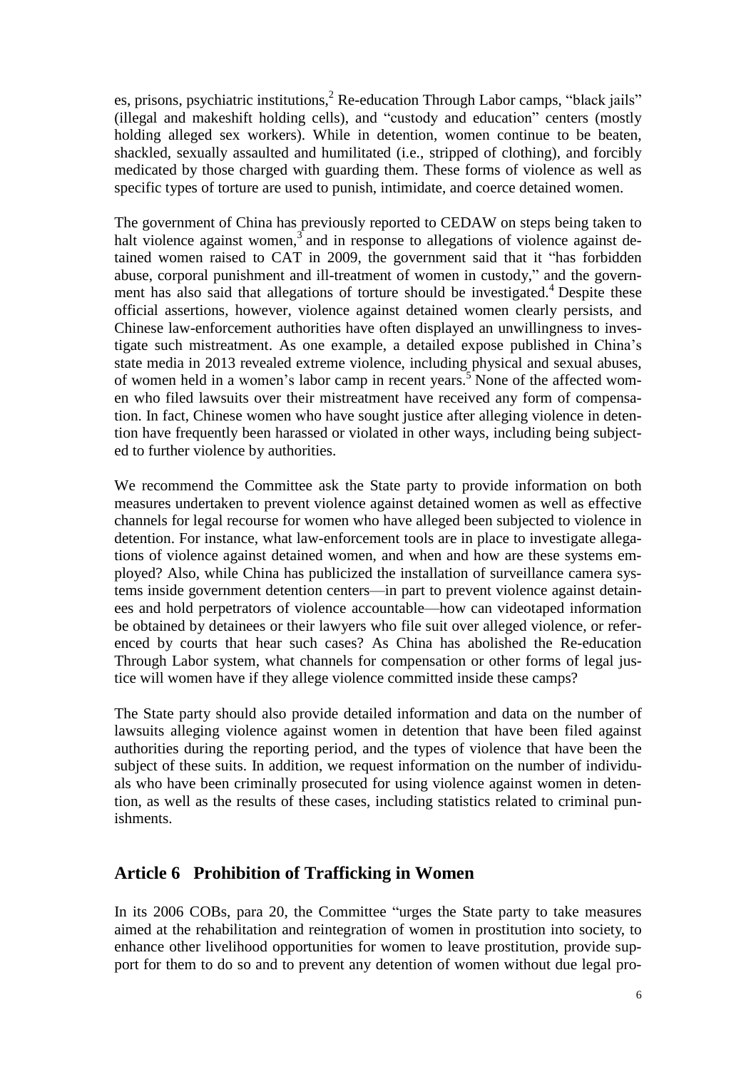es, prisons, psychiatric institutions,[2] Re-education Through Labor camps, "black jails" (illegal and makeshift holding cells), and "custody and education" centers (mostly holding alleged sex workers). While in detention, women continue to be beaten, shackled, sexually assaulted and humilitated (i.e., stripped of clothing), and forcibly medicated by those charged with guarding them. These forms of violence as well as specific types of torture are used to punish, intimidate, and coerce detained women.

The government of China has previously reported to CEDAW on steps being taken to halt violence against women,[3] and in response to allegations of violence against detained women raised to CAT in 2009, the government said that it "has forbidden abuse, corporal punishment and ill-treatment of women in custody," and the government has also said that allegations of torture should be investigated.[4] Despite these official assertions, however, violence against detained women clearly persists, and Chinese law-enforcement authorities have often displayed an unwillingness to investigate such mistreatment. As one example, a detailed expose published in China's state media in 2013 revealed extreme violence, including physical and sexual abuses, of women held in a women's labor camp in recent years.[5] None of the affected women who filed lawsuits over their mistreatment have received any form of compensation. In fact, Chinese women who have sought justice after alleging violence in detention have frequently been harassed or violated in other ways, including being subjected to further violence by authorities.

We recommend the Committee ask the State party to provide information on both measures undertaken to prevent violence against detained women as well as effective channels for legal recourse for women who have alleged been subjected to violence in detention. For instance, what law-enforcement tools are in place to investigate allegations of violence against detained women, and when and how are these systems employed? Also, while China has publicized the installation of surveillance camera systems inside government detention centers—in part to prevent violence against detainees and hold perpetrators of violence accountable—how can videotaped information be obtained by detainees or their lawyers who file suit over alleged violence, or referenced by courts that hear such cases? As China has abolished the Re-education Through Labor system, what channels for compensation or other forms of legal justice will women have if they allege violence committed inside these camps?

The State party should also provide detailed information and data on the number of lawsuits alleging violence against women in detention that have been filed against authorities during the reporting period, and the types of violence that have been the subject of these suits. In addition, we request information on the number of individuals who have been criminally prosecuted for using violence against women in detention, as well as the results of these cases, including statistics related to criminal punishments.

## Article 6 Prohibition of Trafficking in Women

In its 2006 COBs, para 20, the Committee "urges the State party to take measures aimed at the rehabilitation and reintegration of women in prostitution into society, to enhance other livelihood opportunities for women to leave prostitution, provide support for them to do so and to prevent any detention of women without due legal pro-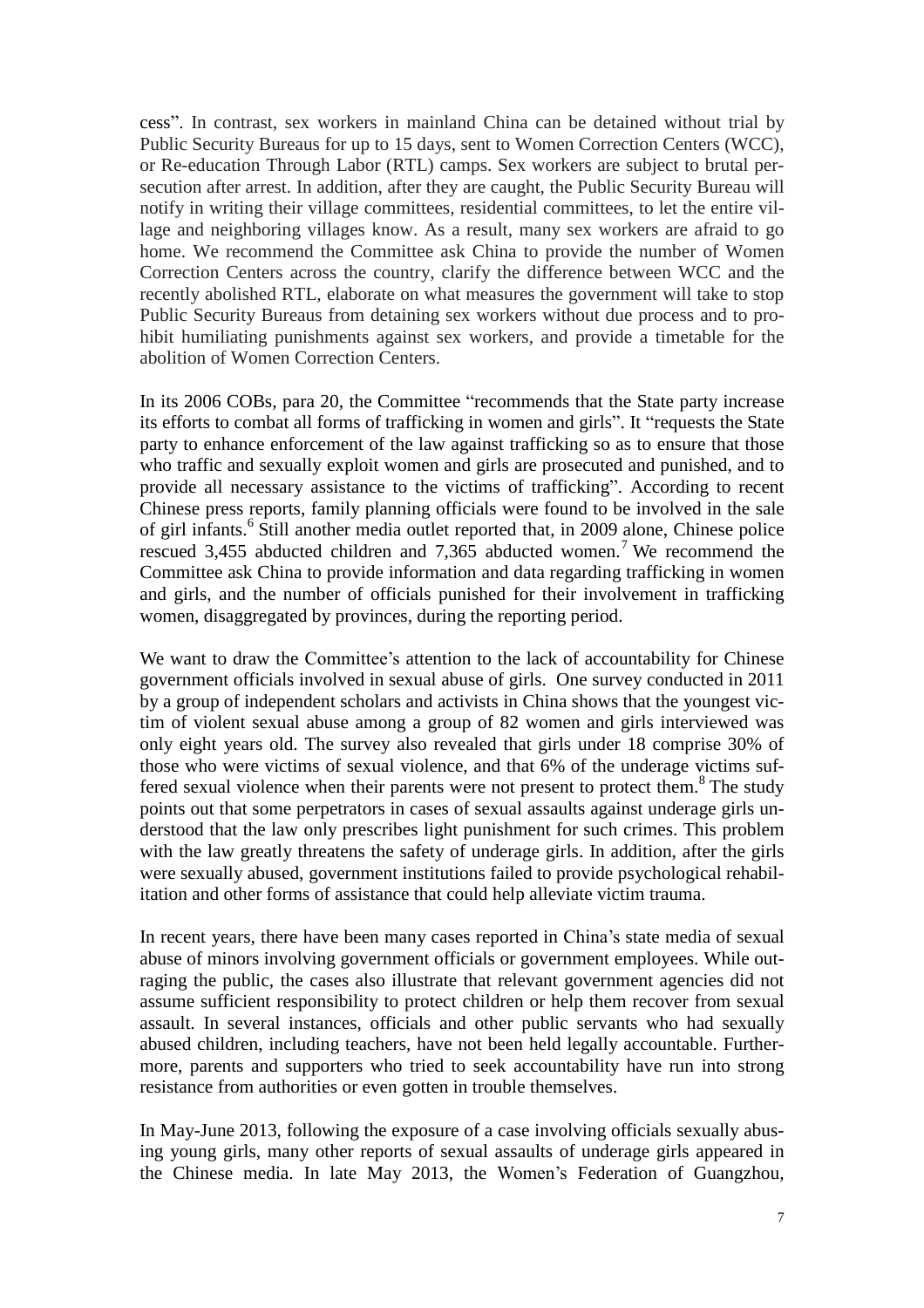cess". In contrast, sex workers in mainland China can be detained without trial by Public Security Bureaus for up to 15 days, sent to Women Correction Centers (WCC), or Re-education Through Labor (RTL) camps. Sex workers are subject to brutal persecution after arrest. In addition, after they are caught, the Public Security Bureau will notify in writing their village committees, residential committees, to let the entire village and neighboring villages know. As a result, many sex workers are afraid to go home. We recommend the Committee ask China to provide the number of Women Correction Centers across the country, clarify the difference between WCC and the recently abolished RTL, elaborate on what measures the government will take to stop Public Security Bureaus from detaining sex workers without due process and to prohibit humiliating punishments against sex workers, and provide a timetable for the abolition of Women Correction Centers.

In its 2006 COBs, para 20, the Committee "recommends that the State party increase its efforts to combat all forms of trafficking in women and girls". It "requests the State party to enhance enforcement of the law against trafficking so as to ensure that those who traffic and sexually exploit women and girls are prosecuted and punished, and to provide all necessary assistance to the victims of trafficking". According to recent Chinese press reports, family planning officials were found to be involved in the sale of girl infants.[6] Still another media outlet reported that, in 2009 alone, Chinese police rescued 3,455 abducted children and 7,365 abducted women.[7] We recommend the Committee ask China to provide information and data regarding trafficking in women and girls, and the number of officials punished for their involvement in trafficking women, disaggregated by provinces, during the reporting period.

We want to draw the Committee's attention to the lack of accountability for Chinese government officials involved in sexual abuse of girls. One survey conducted in 2011 by a group of independent scholars and activists in China shows that the youngest victim of violent sexual abuse among a group of 82 women and girls interviewed was only eight years old. The survey also revealed that girls under 18 comprise 30% of those who were victims of sexual violence, and that 6% of the underage victims suffered sexual violence when their parents were not present to protect them.[8] The study points out that some perpetrators in cases of sexual assaults against underage girls understood that the law only prescribes light punishment for such crimes. This problem with the law greatly threatens the safety of underage girls. In addition, after the girls were sexually abused, government institutions failed to provide psychological rehabilitation and other forms of assistance that could help alleviate victim trauma.

In recent years, there have been many cases reported in China's state media of sexual abuse of minors involving government officials or government employees. While outraging the public, the cases also illustrate that relevant government agencies did not assume sufficient responsibility to protect children or help them recover from sexual assault. In several instances, officials and other public servants who had sexually abused children, including teachers, have not been held legally accountable. Furthermore, parents and supporters who tried to seek accountability have run into strong resistance from authorities or even gotten in trouble themselves.

In May-June 2013, following the exposure of a case involving officials sexually abusing young girls, many other reports of sexual assaults of underage girls appeared in the Chinese media. In late May 2013, the Women's Federation of Guangzhou,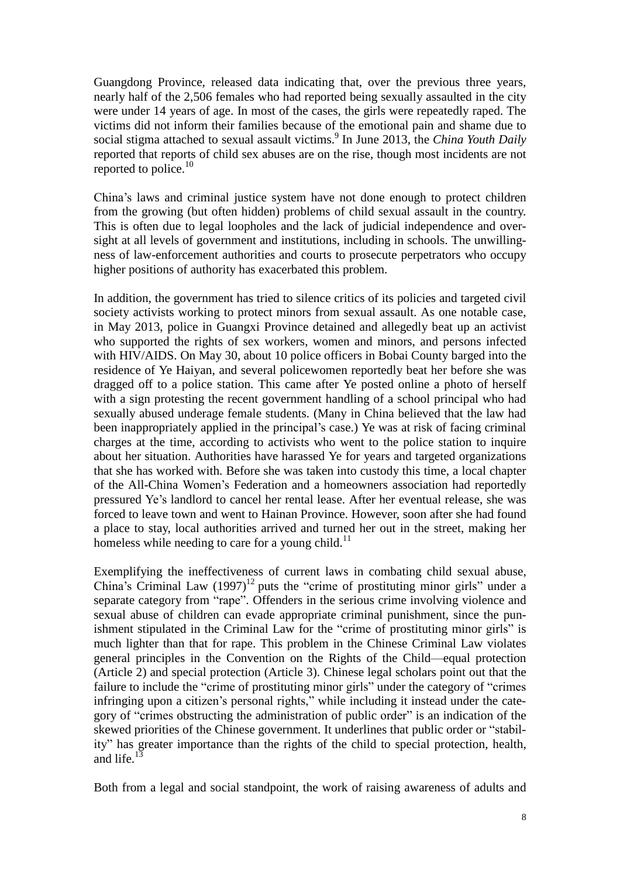Guangdong Province, released data indicating that, over the previous three years, nearly half of the 2,506 females who had reported being sexually assaulted in the city were under 14 years of age. In most of the cases, the girls were repeatedly raped. The victims did not inform their families because of the emotional pain and shame due to social stigma attached to sexual assault victims.[9] In June 2013, the *China Youth Daily* reported that reports of child sex abuses are on the rise, though most incidents are not reported to police.[10]

China's laws and criminal justice system have not done enough to protect children from the growing (but often hidden) problems of child sexual assault in the country. This is often due to legal loopholes and the lack of judicial independence and oversight at all levels of government and institutions, including in schools. The unwillingness of law-enforcement authorities and courts to prosecute perpetrators who occupy higher positions of authority has exacerbated this problem.

In addition, the government has tried to silence critics of its policies and targeted civil society activists working to protect minors from sexual assault. As one notable case, in May 2013, police in Guangxi Province detained and allegedly beat up an activist who supported the rights of sex workers, women and minors, and persons infected with HIV/AIDS. On May 30, about 10 police officers in Bobai County barged into the residence of Ye Haiyan, and several policewomen reportedly beat her before she was dragged off to a police station. This came after Ye posted online a photo of herself with a sign protesting the recent government handling of a school principal who had sexually abused underage female students. (Many in China believed that the law had been inappropriately applied in the principal's case.) Ye was at risk of facing criminal charges at the time, according to activists who went to the police station to inquire about her situation. Authorities have harassed Ye for years and targeted organizations that she has worked with. Before she was taken into custody this time, a local chapter of the All-China Women's Federation and a homeowners association had reportedly pressured Ye's landlord to cancel her rental lease. After her eventual release, she was forced to leave town and went to Hainan Province. However, soon after she had found a place to stay, local authorities arrived and turned her out in the street, making her homeless while needing to care for a young child.[11]

Exemplifying the ineffectiveness of current laws in combating child sexual abuse, China's Criminal Law (1997)[12] puts the "crime of prostituting minor girls" under a separate category from "rape". Offenders in the serious crime involving violence and sexual abuse of children can evade appropriate criminal punishment, since the punishment stipulated in the Criminal Law for the "crime of prostituting minor girls" is much lighter than that for rape. This problem in the Chinese Criminal Law violates general principles in the Convention on the Rights of the Child—equal protection (Article 2) and special protection (Article 3). Chinese legal scholars point out that the failure to include the "crime of prostituting minor girls" under the category of "crimes infringing upon a citizen's personal rights," while including it instead under the category of "crimes obstructing the administration of public order" is an indication of the skewed priorities of the Chinese government. It underlines that public order or "stability" has greater importance than the rights of the child to special protection, health, and life.[13]

Both from a legal and social standpoint, the work of raising awareness of adults and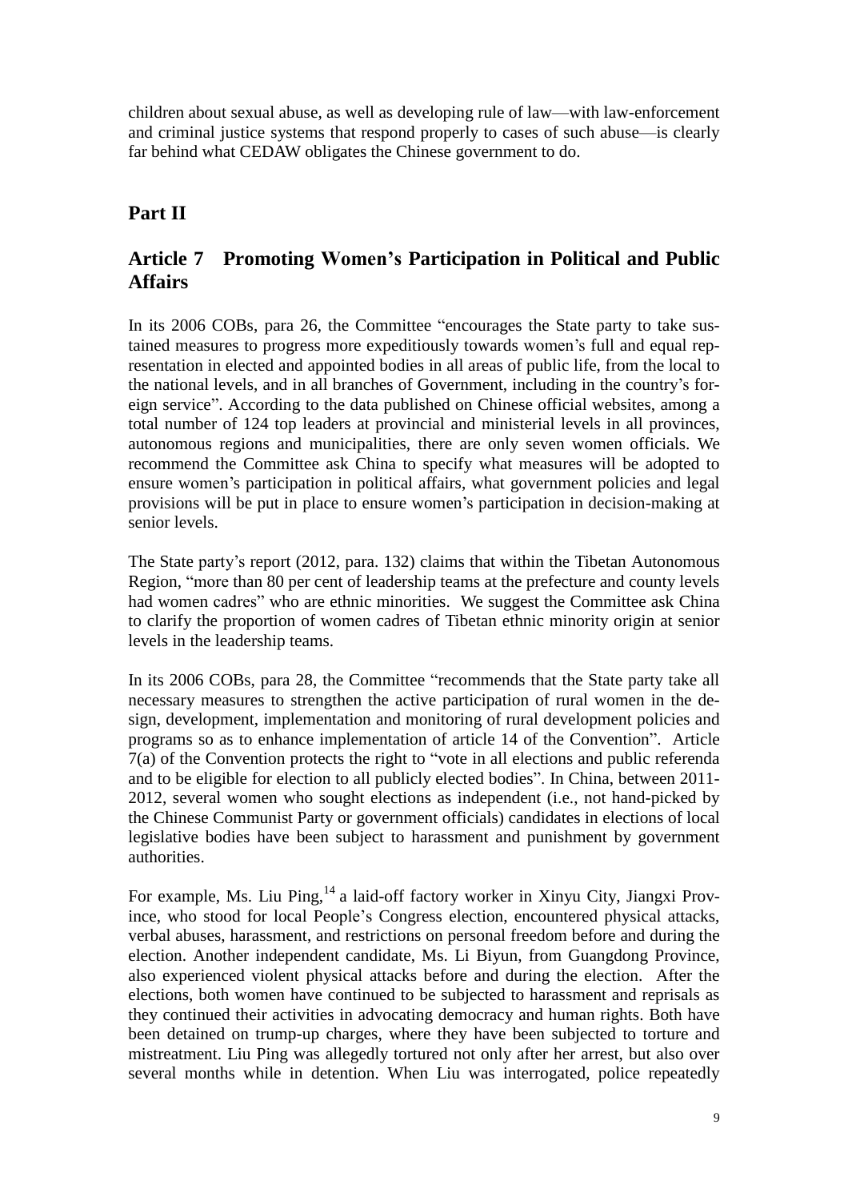children about sexual abuse, as well as developing rule of law—with law-enforcement and criminal justice systems that respond properly to cases of such abuse—is clearly far behind what CEDAW obligates the Chinese government to do.

## Part II

## Article 7 Promoting Women's Participation in Political and Public Affairs

In its 2006 COBs, para 26, the Committee "encourages the State party to take sustained measures to progress more expeditiously towards women's full and equal representation in elected and appointed bodies in all areas of public life, from the local to the national levels, and in all branches of Government, including in the country's foreign service". According to the data published on Chinese official websites, among a total number of 124 top leaders at provincial and ministerial levels in all provinces, autonomous regions and municipalities, there are only seven women officials. We recommend the Committee ask China to specify what measures will be adopted to ensure women's participation in political affairs, what government policies and legal provisions will be put in place to ensure women's participation in decision-making at senior levels.

The State party's report (2012, para. 132) claims that within the Tibetan Autonomous Region, "more than 80 per cent of leadership teams at the prefecture and county levels had women cadres" who are ethnic minorities. We suggest the Committee ask China to clarify the proportion of women cadres of Tibetan ethnic minority origin at senior levels in the leadership teams.

In its 2006 COBs, para 28, the Committee "recommends that the State party take all necessary measures to strengthen the active participation of rural women in the design, development, implementation and monitoring of rural development policies and programs so as to enhance implementation of article 14 of the Convention". Article 7(a) of the Convention protects the right to "vote in all elections and public referenda and to be eligible for election to all publicly elected bodies". In China, between 2011-2012, several women who sought elections as independent (i.e., not hand-picked by the Chinese Communist Party or government officials) candidates in elections of local legislative bodies have been subject to harassment and punishment by government authorities.

For example, Ms. Liu Ping,[14] a laid-off factory worker in Xinyu City, Jiangxi Province, who stood for local People's Congress election, encountered physical attacks, verbal abuses, harassment, and restrictions on personal freedom before and during the election. Another independent candidate, Ms. Li Biyun, from Guangdong Province, also experienced violent physical attacks before and during the election. After the elections, both women have continued to be subjected to harassment and reprisals as they continued their activities in advocating democracy and human rights. Both have been detained on trump-up charges, where they have been subjected to torture and mistreatment. Liu Ping was allegedly tortured not only after her arrest, but also over several months while in detention. When Liu was interrogated, police repeatedly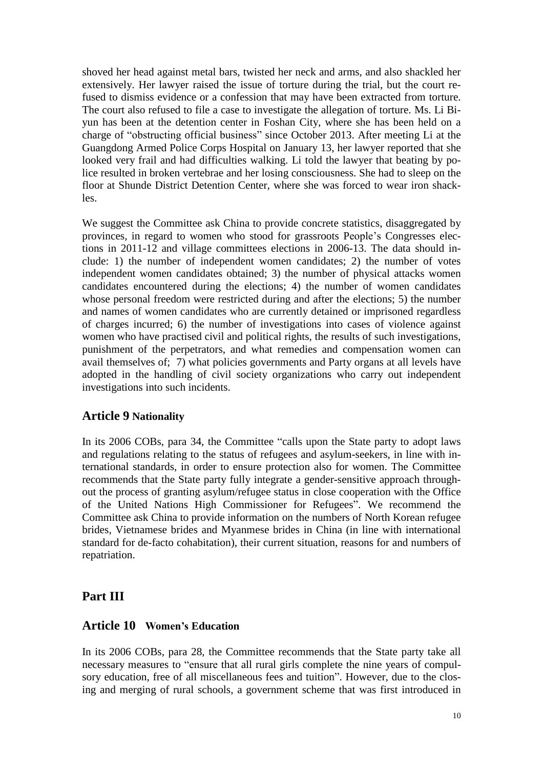shoved her head against metal bars, twisted her neck and arms, and also shackled her extensively. Her lawyer raised the issue of torture during the trial, but the court refused to dismiss evidence or a confession that may have been extracted from torture. The court also refused to file a case to investigate the allegation of torture. Ms. Li Biyun has been at the detention center in Foshan City, where she has been held on a charge of "obstructing official business" since October 2013. After meeting Li at the Guangdong Armed Police Corps Hospital on January 13, her lawyer reported that she looked very frail and had difficulties walking. Li told the lawyer that beating by police resulted in broken vertebrae and her losing consciousness. She had to sleep on the floor at Shunde District Detention Center, where she was forced to wear iron shackles.

We suggest the Committee ask China to provide concrete statistics, disaggregated by provinces, in regard to women who stood for grassroots People's Congresses elections in 2011-12 and village committees elections in 2006-13. The data should include: 1) the number of independent women candidates; 2) the number of votes independent women candidates obtained; 3) the number of physical attacks women candidates encountered during the elections; 4) the number of women candidates whose personal freedom were restricted during and after the elections; 5) the number and names of women candidates who are currently detained or imprisoned regardless of charges incurred; 6) the number of investigations into cases of violence against women who have practised civil and political rights, the results of such investigations, punishment of the perpetrators, and what remedies and compensation women can avail themselves of; 7) what policies governments and Party organs at all levels have adopted in the handling of civil society organizations who carry out independent investigations into such incidents.

## Article 9 Nationality

In its 2006 COBs, para 34, the Committee "calls upon the State party to adopt laws and regulations relating to the status of refugees and asylum-seekers, in line with international standards, in order to ensure protection also for women. The Committee recommends that the State party fully integrate a gender-sensitive approach throughout the process of granting asylum/refugee status in close cooperation with the Office of the United Nations High Commissioner for Refugees". We recommend the Committee ask China to provide information on the numbers of North Korean refugee brides, Vietnamese brides and Myanmese brides in China (in line with international standard for de-facto cohabitation), their current situation, reasons for and numbers of repatriation.

# Part III

## Article 10 Women's Education

In its 2006 COBs, para 28, the Committee recommends that the State party take all necessary measures to "ensure that all rural girls complete the nine years of compulsory education, free of all miscellaneous fees and tuition". However, due to the closing and merging of rural schools, a government scheme that was first introduced in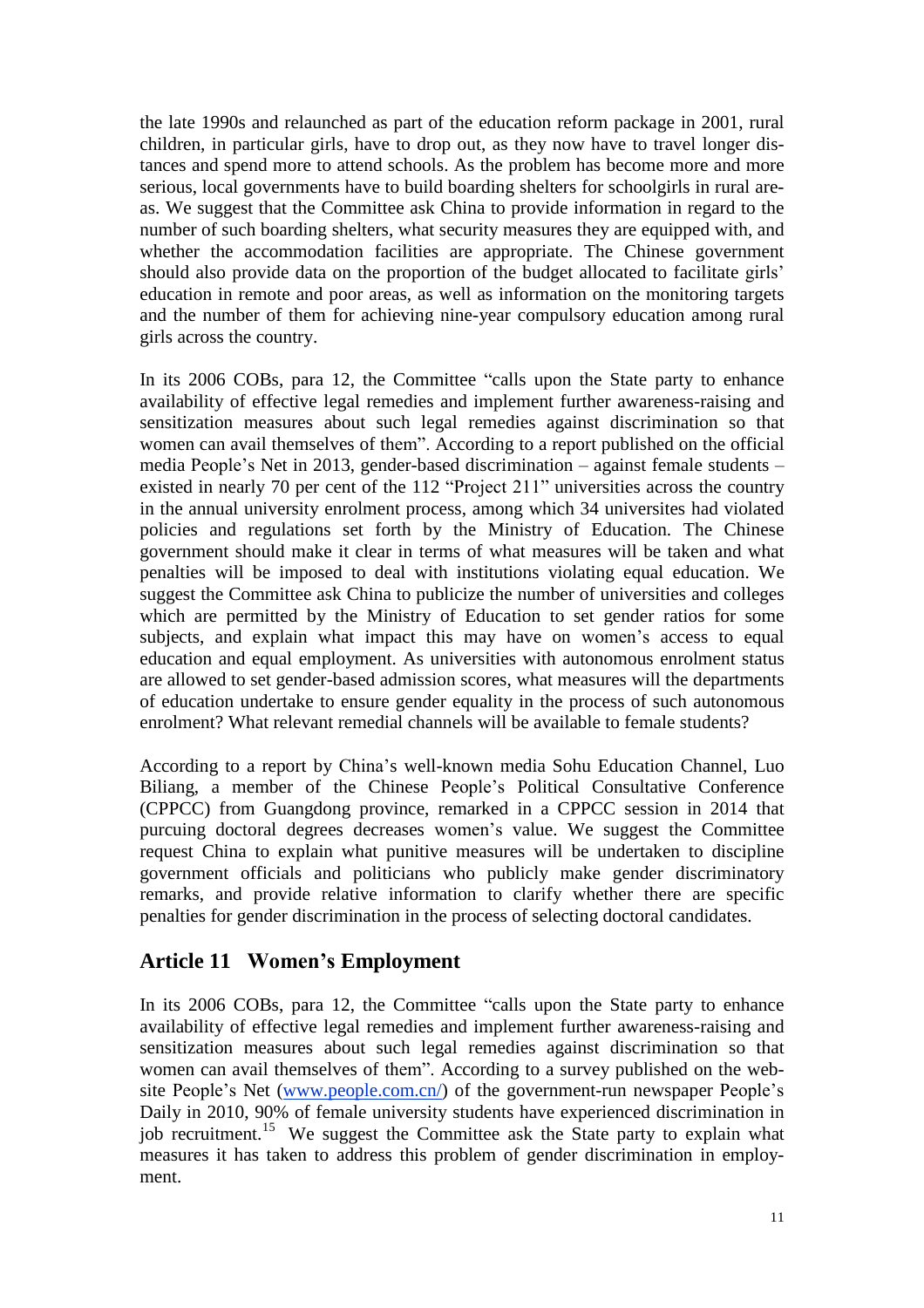the late 1990s and relaunched as part of the education reform package in 2001, rural children, in particular girls, have to drop out, as they now have to travel longer distances and spend more to attend schools. As the problem has become more and more serious, local governments have to build boarding shelters for schoolgirls in rural areas. We suggest that the Committee ask China to provide information in regard to the number of such boarding shelters, what security measures they are equipped with, and whether the accommodation facilities are appropriate. The Chinese government should also provide data on the proportion of the budget allocated to facilitate girls' education in remote and poor areas, as well as information on the monitoring targets and the number of them for achieving nine-year compulsory education among rural girls across the country.

In its 2006 COBs, para 12, the Committee "calls upon the State party to enhance availability of effective legal remedies and implement further awareness-raising and sensitization measures about such legal remedies against discrimination so that women can avail themselves of them". According to a report published on the official media People's Net in 2013, gender-based discrimination – against female students – existed in nearly 70 per cent of the 112 "Project 211" universities across the country in the annual university enrolment process, among which 34 universites had violated policies and regulations set forth by the Ministry of Education. The Chinese government should make it clear in terms of what measures will be taken and what penalties will be imposed to deal with institutions violating equal education. We suggest the Committee ask China to publicize the number of universities and colleges which are permitted by the Ministry of Education to set gender ratios for some subjects, and explain what impact this may have on women's access to equal education and equal employment. As universities with autonomous enrolment status are allowed to set gender-based admission scores, what measures will the departments of education undertake to ensure gender equality in the process of such autonomous enrolment? What relevant remedial channels will be available to female students?

According to a report by China's well-known media Sohu Education Channel, Luo Biliang, a member of the Chinese People's Political Consultative Conference (CPPCC) from Guangdong province, remarked in a CPPCC session in 2014 that purcuing doctoral degrees decreases women's value. We suggest the Committee request China to explain what punitive measures will be undertaken to discipline government officials and politicians who publicly make gender discriminatory remarks, and provide relative information to clarify whether there are specific penalties for gender discrimination in the process of selecting doctoral candidates.

## Article 11 Women's Employment

In its 2006 COBs, para 12, the Committee "calls upon the State party to enhance availability of effective legal remedies and implement further awareness-raising and sensitization measures about such legal remedies against discrimination so that women can avail themselves of them". According to a survey published on the website People's Net (www.people.com.cn/) of the government-run newspaper People's Daily in 2010, 90% of female university students have experienced discrimination in job recruitment.[15] We suggest the Committee ask the State party to explain what measures it has taken to address this problem of gender discrimination in employment.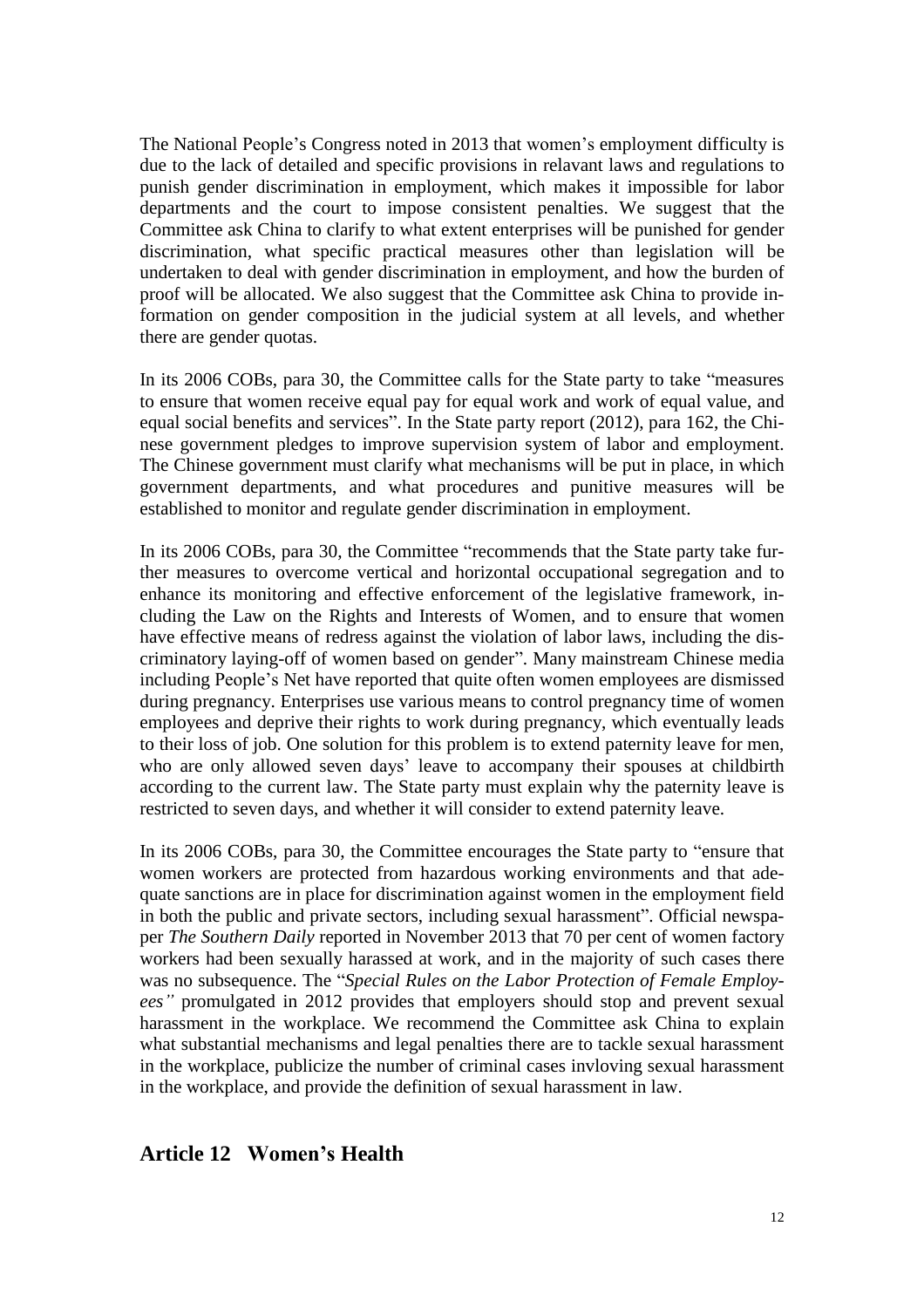The National People's Congress noted in 2013 that women's employment difficulty is due to the lack of detailed and specific provisions in relavant laws and regulations to punish gender discrimination in employment, which makes it impossible for labor departments and the court to impose consistent penalties. We suggest that the Committee ask China to clarify to what extent enterprises will be punished for gender discrimination, what specific practical measures other than legislation will be undertaken to deal with gender discrimination in employment, and how the burden of proof will be allocated. We also suggest that the Committee ask China to provide information on gender composition in the judicial system at all levels, and whether there are gender quotas.

In its 2006 COBs, para 30, the Committee calls for the State party to take "measures to ensure that women receive equal pay for equal work and work of equal value, and equal social benefits and services". In the State party report (2012), para 162, the Chinese government pledges to improve supervision system of labor and employment. The Chinese government must clarify what mechanisms will be put in place, in which government departments, and what procedures and punitive measures will be established to monitor and regulate gender discrimination in employment.

In its 2006 COBs, para 30, the Committee "recommends that the State party take further measures to overcome vertical and horizontal occupational segregation and to enhance its monitoring and effective enforcement of the legislative framework, including the Law on the Rights and Interests of Women, and to ensure that women have effective means of redress against the violation of labor laws, including the discriminatory laying-off of women based on gender". Many mainstream Chinese media including People's Net have reported that quite often women employees are dismissed during pregnancy. Enterprises use various means to control pregnancy time of women employees and deprive their rights to work during pregnancy, which eventually leads to their loss of job. One solution for this problem is to extend paternity leave for men, who are only allowed seven days' leave to accompany their spouses at childbirth according to the current law. The State party must explain why the paternity leave is restricted to seven days, and whether it will consider to extend paternity leave.

In its 2006 COBs, para 30, the Committee encourages the State party to "ensure that women workers are protected from hazardous working environments and that adequate sanctions are in place for discrimination against women in the employment field in both the public and private sectors, including sexual harassment". Official newspaper *The Southern Daily* reported in November 2013 that 70 per cent of women factory workers had been sexually harassed at work, and in the majority of such cases there was no subsequence. The "*Special Rules on the Labor Protection of Female Employees"* promulgated in 2012 provides that employers should stop and prevent sexual harassment in the workplace. We recommend the Committee ask China to explain what substantial mechanisms and legal penalties there are to tackle sexual harassment in the workplace, publicize the number of criminal cases invloving sexual harassment in the workplace, and provide the definition of sexual harassment in law.

## Article 12 Women's Health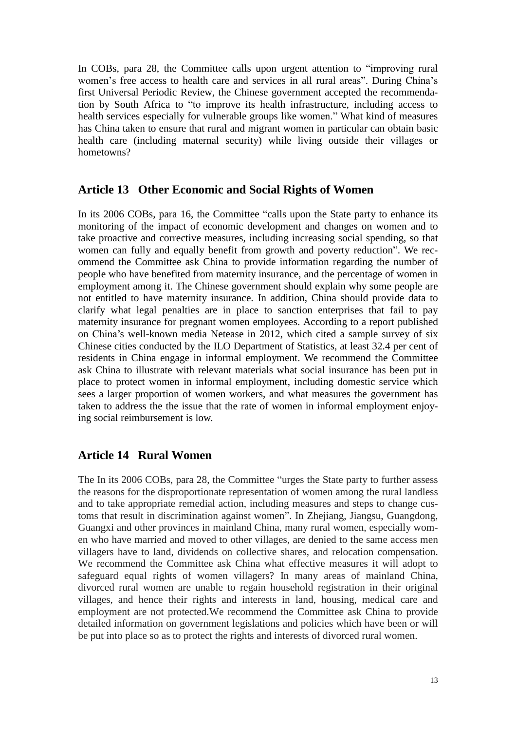In COBs, para 28, the Committee calls upon urgent attention to "improving rural women's free access to health care and services in all rural areas". During China's first Universal Periodic Review, the Chinese government accepted the recommendation by South Africa to "to improve its health infrastructure, including access to health services especially for vulnerable groups like women." What kind of measures has China taken to ensure that rural and migrant women in particular can obtain basic health care (including maternal security) while living outside their villages or hometowns?

## Article 13 Other Economic and Social Rights of Women

In its 2006 COBs, para 16, the Committee "calls upon the State party to enhance its monitoring of the impact of economic development and changes on women and to take proactive and corrective measures, including increasing social spending, so that women can fully and equally benefit from growth and poverty reduction". We recommend the Committee ask China to provide information regarding the number of people who have benefited from maternity insurance, and the percentage of women in employment among it. The Chinese government should explain why some people are not entitled to have maternity insurance. In addition, China should provide data to clarify what legal penalties are in place to sanction enterprises that fail to pay maternity insurance for pregnant women employees. According to a report published on China's well-known media Netease in 2012, which cited a sample survey of six Chinese cities conducted by the ILO Department of Statistics, at least 32.4 per cent of residents in China engage in informal employment. We recommend the Committee ask China to illustrate with relevant materials what social insurance has been put in place to protect women in informal employment, including domestic service which sees a larger proportion of women workers, and what measures the government has taken to address the the issue that the rate of women in informal employment enjoying social reimbursement is low.

## Article 14 Rural Women

The In its 2006 COBs, para 28, the Committee "urges the State party to further assess the reasons for the disproportionate representation of women among the rural landless and to take appropriate remedial action, including measures and steps to change customs that result in discrimination against women". In Zhejiang, Jiangsu, Guangdong, Guangxi and other provinces in mainland China, many rural women, especially women who have married and moved to other villages, are denied to the same access men villagers have to land, dividends on collective shares, and relocation compensation. We recommend the Committee ask China what effective measures it will adopt to safeguard equal rights of women villagers? In many areas of mainland China, divorced rural women are unable to regain household registration in their original villages, and hence their rights and interests in land, housing, medical care and employment are not protected.We recommend the Committee ask China to provide detailed information on government legislations and policies which have been or will be put into place so as to protect the rights and interests of divorced rural women.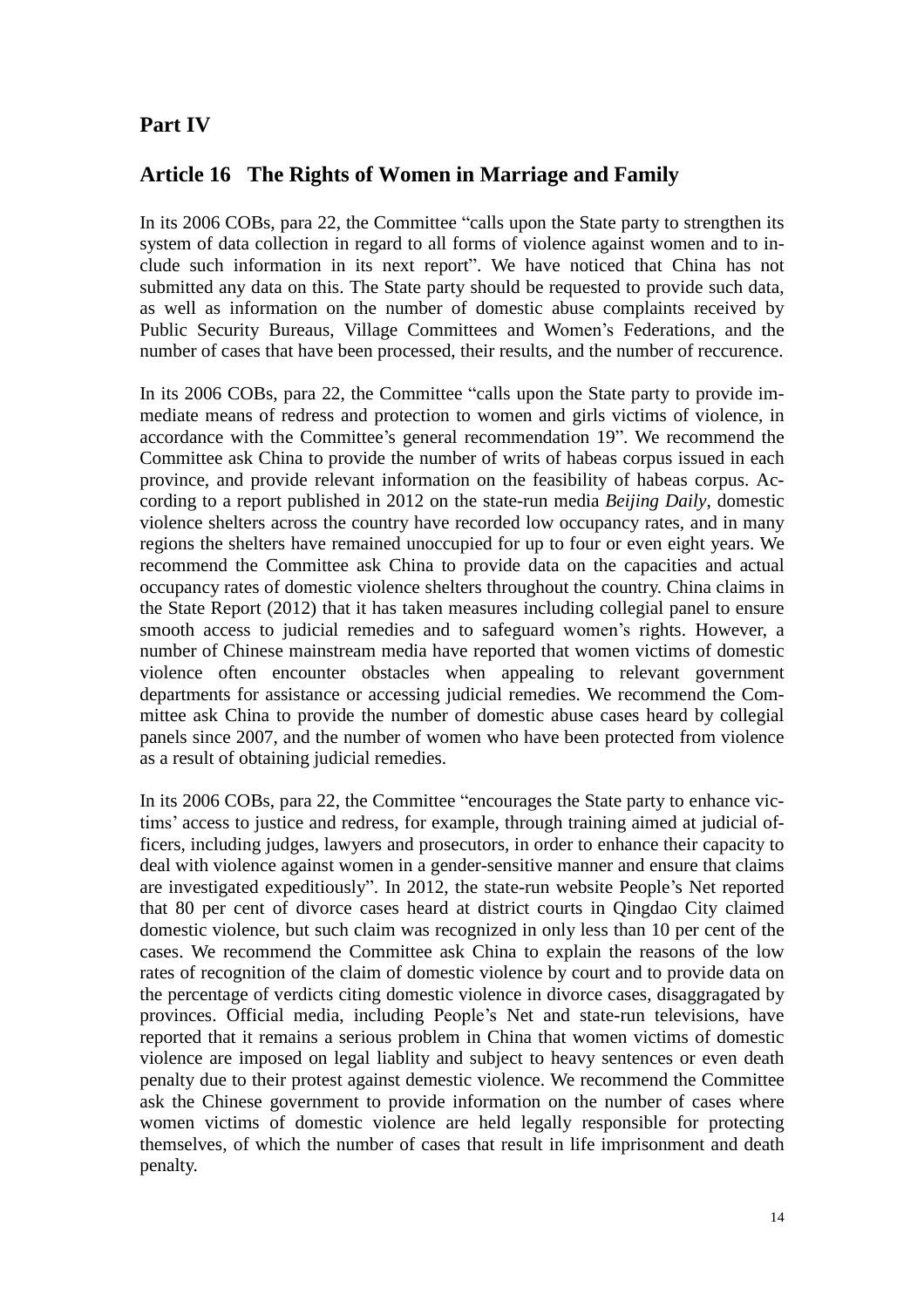## Part IV

## Article 16 The Rights of Women in Marriage and Family

In its 2006 COBs, para 22, the Committee "calls upon the State party to strengthen its system of data collection in regard to all forms of violence against women and to include such information in its next report". We have noticed that China has not submitted any data on this. The State party should be requested to provide such data, as well as information on the number of domestic abuse complaints received by Public Security Bureaus, Village Committees and Women's Federations, and the number of cases that have been processed, their results, and the number of reccurence.

In its 2006 COBs, para 22, the Committee "calls upon the State party to provide immediate means of redress and protection to women and girls victims of violence, in accordance with the Committee's general recommendation 19". We recommend the Committee ask China to provide the number of writs of habeas corpus issued in each province, and provide relevant information on the feasibility of habeas corpus. According to a report published in 2012 on the state-run media *Beijing Daily*, domestic violence shelters across the country have recorded low occupancy rates, and in many regions the shelters have remained unoccupied for up to four or even eight years. We recommend the Committee ask China to provide data on the capacities and actual occupancy rates of domestic violence shelters throughout the country. China claims in the State Report (2012) that it has taken measures including collegial panel to ensure smooth access to judicial remedies and to safeguard women's rights. However, a number of Chinese mainstream media have reported that women victims of domestic violence often encounter obstacles when appealing to relevant government departments for assistance or accessing judicial remedies. We recommend the Committee ask China to provide the number of domestic abuse cases heard by collegial panels since 2007, and the number of women who have been protected from violence as a result of obtaining judicial remedies.

In its 2006 COBs, para 22, the Committee "encourages the State party to enhance victims' access to justice and redress, for example, through training aimed at judicial officers, including judges, lawyers and prosecutors, in order to enhance their capacity to deal with violence against women in a gender-sensitive manner and ensure that claims are investigated expeditiously". In 2012, the state-run website People's Net reported that 80 per cent of divorce cases heard at district courts in Qingdao City claimed domestic violence, but such claim was recognized in only less than 10 per cent of the cases. We recommend the Committee ask China to explain the reasons of the low rates of recognition of the claim of domestic violence by court and to provide data on the percentage of verdicts citing domestic violence in divorce cases, disaggragated by provinces. Official media, including People's Net and state-run televisions, have reported that it remains a serious problem in China that women victims of domestic violence are imposed on legal liablity and subject to heavy sentences or even death penalty due to their protest against demestic violence. We recommend the Committee ask the Chinese government to provide information on the number of cases where women victims of domestic violence are held legally responsible for protecting themselves, of which the number of cases that result in life imprisonment and death penalty.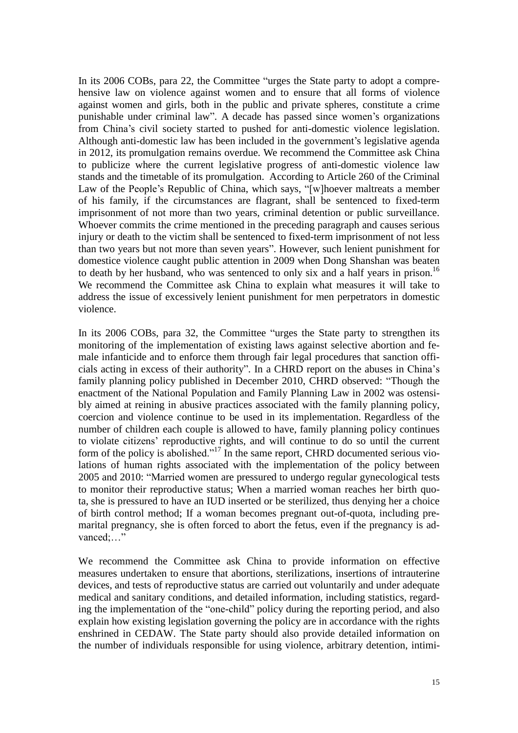In its 2006 COBs, para 22, the Committee "urges the State party to adopt a comprehensive law on violence against women and to ensure that all forms of violence against women and girls, both in the public and private spheres, constitute a crime punishable under criminal law". A decade has passed since women's organizations from China's civil society started to pushed for anti-domestic violence legislation. Although anti-domestic law has been included in the government's legislative agenda in 2012, its promulgation remains overdue. We recommend the Committee ask China to publicize where the current legislative progress of anti-domestic violence law stands and the timetable of its promulgation. According to Article 260 of the Criminal Law of the People's Republic of China, which says, "[w]hoever maltreats a member of his family, if the circumstances are flagrant, shall be sentenced to fixed-term imprisonment of not more than two years, criminal detention or public surveillance. Whoever commits the crime mentioned in the preceding paragraph and causes serious injury or death to the victim shall be sentenced to fixed-term imprisonment of not less than two years but not more than seven years". However, such lenient punishment for domestice violence caught public attention in 2009 when Dong Shanshan was beaten to death by her husband, who was sentenced to only six and a half years in prison.[16] We recommend the Committee ask China to explain what measures it will take to address the issue of excessively lenient punishment for men perpetrators in domestic violence.

In its 2006 COBs, para 32, the Committee "urges the State party to strengthen its monitoring of the implementation of existing laws against selective abortion and female infanticide and to enforce them through fair legal procedures that sanction officials acting in excess of their authority". In a CHRD report on the abuses in China's family planning policy published in December 2010, CHRD observed: "Though the enactment of the National Population and Family Planning Law in 2002 was ostensibly aimed at reining in abusive practices associated with the family planning policy, coercion and violence continue to be used in its implementation. Regardless of the number of children each couple is allowed to have, family planning policy continues to violate citizens' reproductive rights, and will continue to do so until the current form of the policy is abolished."[17] In the same report, CHRD documented serious violations of human rights associated with the implementation of the policy between 2005 and 2010: "Married women are pressured to undergo regular gynecological tests to monitor their reproductive status; When a married woman reaches her birth quota, she is pressured to have an IUD inserted or be sterilized, thus denying her a choice of birth control method; If a woman becomes pregnant out-of-quota, including premarital pregnancy, she is often forced to abort the fetus, even if the pregnancy is advanced;…"

We recommend the Committee ask China to provide information on effective measures undertaken to ensure that abortions, sterilizations, insertions of intrauterine devices, and tests of reproductive status are carried out voluntarily and under adequate medical and sanitary conditions, and detailed information, including statistics, regarding the implementation of the "one-child" policy during the reporting period, and also explain how existing legislation governing the policy are in accordance with the rights enshrined in CEDAW. The State party should also provide detailed information on the number of individuals responsible for using violence, arbitrary detention, intimi-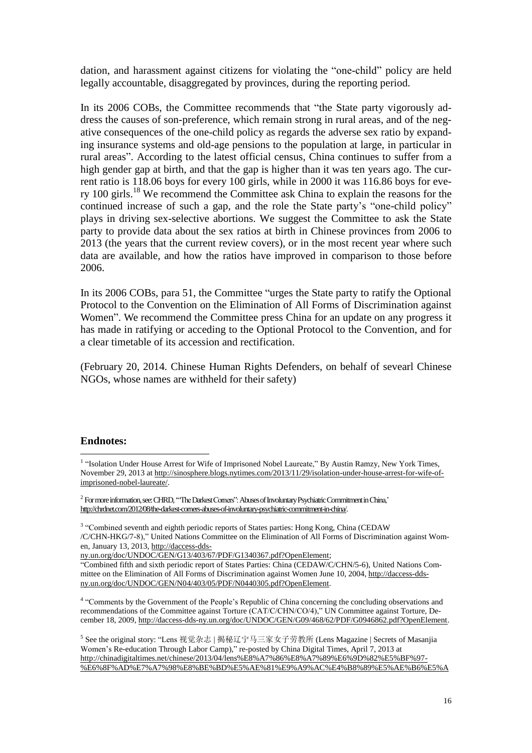dation, and harassment against citizens for violating the "one-child" policy are held legally accountable, disaggregated by provinces, during the reporting period.

In its 2006 COBs, the Committee recommends that "the State party vigorously address the causes of son-preference, which remain strong in rural areas, and of the negative consequences of the one-child policy as regards the adverse sex ratio by expanding insurance systems and old-age pensions to the population at large, in particular in rural areas". According to the latest official census, China continues to suffer from a high gender gap at birth, and that the gap is higher than it was ten years ago. The current ratio is 118.06 boys for every 100 girls, while in 2000 it was 116.86 boys for every 100 girls.[18] We recommend the Committee ask China to explain the reasons for the continued increase of such a gap, and the role the State party's "one-child policy" plays in driving sex-selective abortions. We suggest the Committee to ask the State party to provide data about the sex ratios at birth in Chinese provinces from 2006 to 2013 (the years that the current review covers), or in the most recent year where such data are available, and how the ratios have improved in comparison to those before 2006.

In its 2006 COBs, para 51, the Committee "urges the State party to ratify the Optional Protocol to the Convention on the Elimination of All Forms of Discrimination against Women". We recommend the Committee press China for an update on any progress it has made in ratifying or acceding to the Optional Protocol to the Convention, and for a clear timetable of its accession and rectification.

(February 20, 2014. Chinese Human Rights Defenders, on behalf of sevearl Chinese NGOs, whose names are withheld for their safety)

**Endnotes:**

[1] "Isolation Under House Arrest for Wife of Imprisoned Nobel Laureate," By Austin Ramzy, New York Times, November 29, 2013 at http://sinosphere.blogs.nytimes.com/2013/11/29/isolation-under-house-arrest-for-wife-of-imprisoned-nobel-laureate/.

[2] For more information, see: CHRD, "'The Darkest Corners': Abuses of Involuntary Psychiatric Commitment in China,' http://chrdnet.com/2012/08/the-darkest-corners-abuses-of-involuntary-psychiatric-commitment-in-china/.

[3] "Combined seventh and eighth periodic reports of States parties: Hong Kong, China (CEDAW /C/CHN-HKG/7-8)," United Nations Committee on the Elimination of All Forms of Discrimination against Women, January 13, 2013, http://daccess-dds-ny.un.org/doc/UNDOC/GEN/G13/403/67/PDF/G1340367.pdf?OpenElement;
"Combined fifth and sixth periodic report of States Parties: China (CEDAW/C/CHN/5-6), United Nations Committee on the Elimination of All Forms of Discrimination against Women June 10, 2004, http://daccess-dds-ny.un.org/doc/UNDOC/GEN/N04/403/05/PDF/N0440305.pdf?OpenElement.

[4] "Comments by the Government of the People's Republic of China concerning the concluding observations and recommendations of the Committee against Torture (CAT/C/CHN/CO/4)," UN Committee against Torture, December 18, 2009, http://daccess-dds-ny.un.org/doc/UNDOC/GEN/G09/468/62/PDF/G0946862.pdf?OpenElement.

[5] See the original story: "Lens 视觉杂志 | 揭秘辽宁马三家女子劳教所 (Lens Magazine | Secrets of Masanjia Women's Re-education Through Labor Camp)," re-posted by China Digital Times, April 7, 2013 at http://chinadigitaltimes.net/chinese/2013/04/lens%E8%A7%86%E8%A7%89%E6%9D%82%E5%BF%97-%E6%8F%AD%E7%A7%98%E8%BE%BD%E5%AE%81%E9%A9%AC%E4%B8%89%E5%AE%B6%E5%A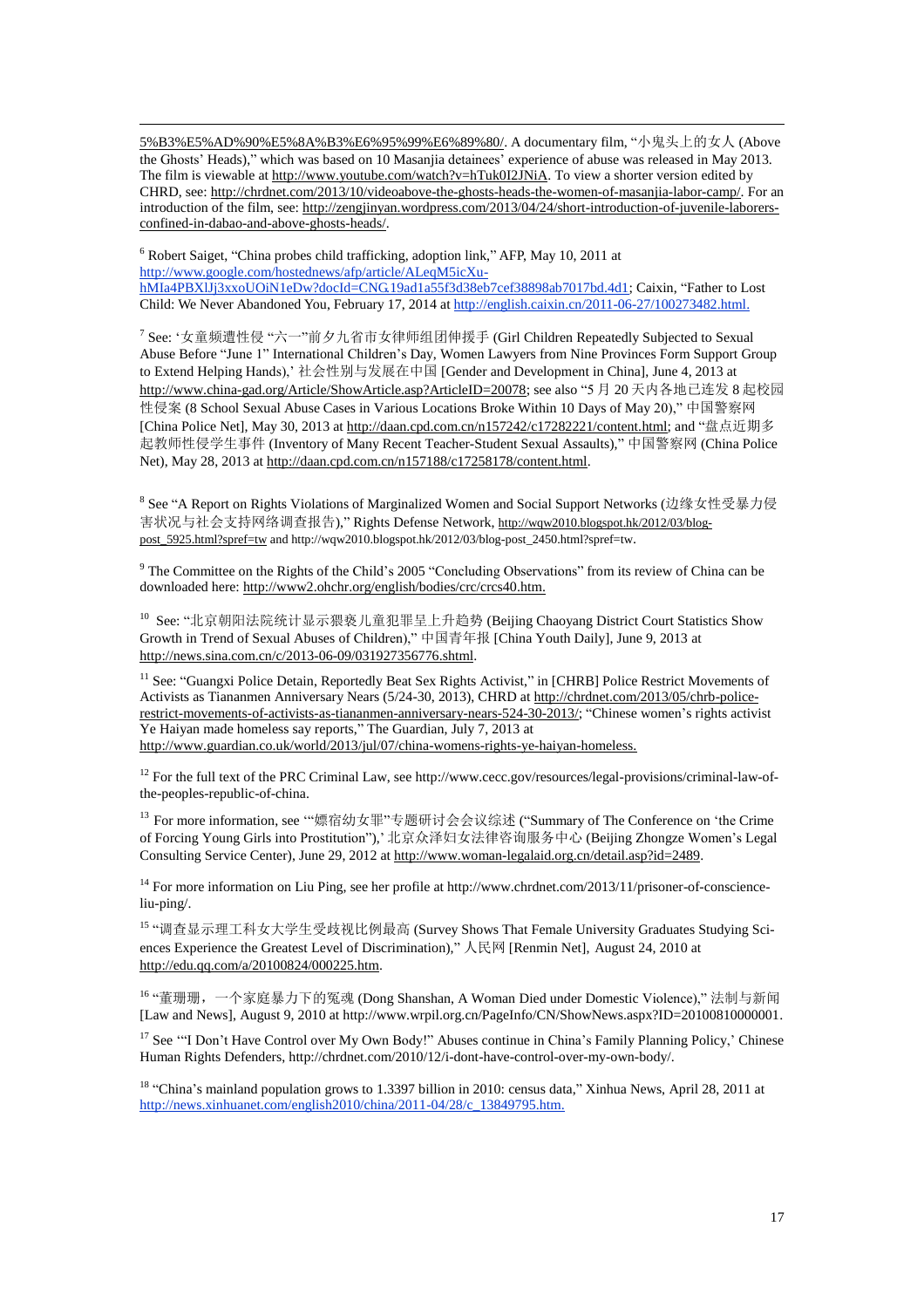5%B3%E5%AD%90%E5%8A%B3%E6%95%99%E6%89%80/. A documentary film, "小鬼头上的女人 (Above the Ghosts' Heads)," which was based on 10 Masanjia detainees' experience of abuse was released in May 2013. The film is viewable at http://www.youtube.com/watch?v=hTuk0I2JNiA. To view a shorter version edited by CHRD, see: http://chrdnet.com/2013/10/videoabove-the-ghosts-heads-the-women-of-masanjia-labor-camp/. For an introduction of the film, see: http://zengjinyan.wordpress.com/2013/04/24/short-introduction-of-juvenile-laborers-confined-in-dabao-and-above-ghosts-heads/.

[6] Robert Saiget, "China probes child trafficking, adoption link," AFP, May 10, 2011 at http://www.google.com/hostednews/afp/article/ALeqM5icXu-hMIa4PBXlJj3xxoUOiN1eDw?docId=CNG.19ad1a55f3d38eb7cef38898ab7017bd.4d1; Caixin, "Father to Lost Child: We Never Abandoned You, February 17, 2014 at http://english.caixin.cn/2011-06-27/100273482.html.

[7] See: '女童频遭性侵 "六一"前夕九省市女律师组团伸援手 (Girl Children Repeatedly Subjected to Sexual Abuse Before "June 1" International Children's Day, Women Lawyers from Nine Provinces Form Support Group to Extend Helping Hands),' 社会性别与发展在中国 [Gender and Development in China], June 4, 2013 at http://www.china-gad.org/Article/ShowArticle.asp?ArticleID=20078; see also "5 月 20 天内各地已连发 8 起校园性侵案 (8 School Sexual Abuse Cases in Various Locations Broke Within 10 Days of May 20)," 中国警察网 [China Police Net], May 30, 2013 at http://daan.cpd.com.cn/n157242/c17282221/content.html; and "盘点近期多起教师性侵学生事件 (Inventory of Many Recent Teacher-Student Sexual Assaults)," 中国警察网 (China Police Net), May 28, 2013 at http://daan.cpd.com.cn/n157188/c17258178/content.html.

[8] See "A Report on Rights Violations of Marginalized Women and Social Support Networks (边缘女性受暴力侵害状况与社会支持网络调查报告)," Rights Defense Network, http://wqw2010.blogspot.hk/2012/03/blog-post_5925.html?spref=tw and http://wqw2010.blogspot.hk/2012/03/blog-post_2450.html?spref=tw.

[9] The Committee on the Rights of the Child's 2005 "Concluding Observations" from its review of China can be downloaded here: http://www2.ohchr.org/english/bodies/crc/crcs40.htm.

[10] See: "北京朝阳法院统计显示猥亵儿童犯罪呈上升趋势 (Beijing Chaoyang District Court Statistics Show Growth in Trend of Sexual Abuses of Children)," 中国青年报 [China Youth Daily], June 9, 2013 at http://news.sina.com.cn/c/2013-06-09/031927356776.shtml.

[11] See: "Guangxi Police Detain, Reportedly Beat Sex Rights Activist," in [CHRB] Police Restrict Movements of Activists as Tiananmen Anniversary Nears (5/24-30, 2013), CHRD at http://chrdnet.com/2013/05/chrb-police-restrict-movements-of-activists-as-tiananmen-anniversary-nears-524-30-2013/; "Chinese women's rights activist Ye Haiyan made homeless say reports," The Guardian, July 7, 2013 at http://www.guardian.co.uk/world/2013/jul/07/china-womens-rights-ye-haiyan-homeless.

[12] For the full text of the PRC Criminal Law, see http://www.cecc.gov/resources/legal-provisions/criminal-law-of-the-peoples-republic-of-china.

[13] For more information, see '"嫖宿幼女罪"专题研讨会会议综述 ("Summary of The Conference on 'the Crime of Forcing Young Girls into Prostitution"),' 北京众泽妇女法律咨询服务中心 (Beijing Zhongze Women's Legal Consulting Service Center), June 29, 2012 at http://www.woman-legalaid.org.cn/detail.asp?id=2489.

[14] For more information on Liu Ping, see her profile at http://www.chrdnet.com/2013/11/prisoner-of-conscience-liu-ping/.

[15] "调查显示理工科女大学生受歧视比例最高 (Survey Shows That Female University Graduates Studying Sciences Experience the Greatest Level of Discrimination)," 人民网 [Renmin Net], August 24, 2010 at http://edu.qq.com/a/20100824/000225.htm.

[16] "董珊珊，一个家庭暴力下的冤魂 (Dong Shanshan, A Woman Died under Domestic Violence)," 法制与新闻 [Law and News], August 9, 2010 at http://www.wrpil.org.cn/PageInfo/CN/ShowNews.aspx?ID=20100810000001.

[17] See '"I Don't Have Control over My Own Body!" Abuses continue in China's Family Planning Policy,' Chinese Human Rights Defenders, http://chrdnet.com/2010/12/i-dont-have-control-over-my-own-body/.

[18] "China's mainland population grows to 1.3397 billion in 2010: census data," Xinhua News, April 28, 2011 at http://news.xinhuanet.com/english2010/china/2011-04/28/c_13849795.htm.